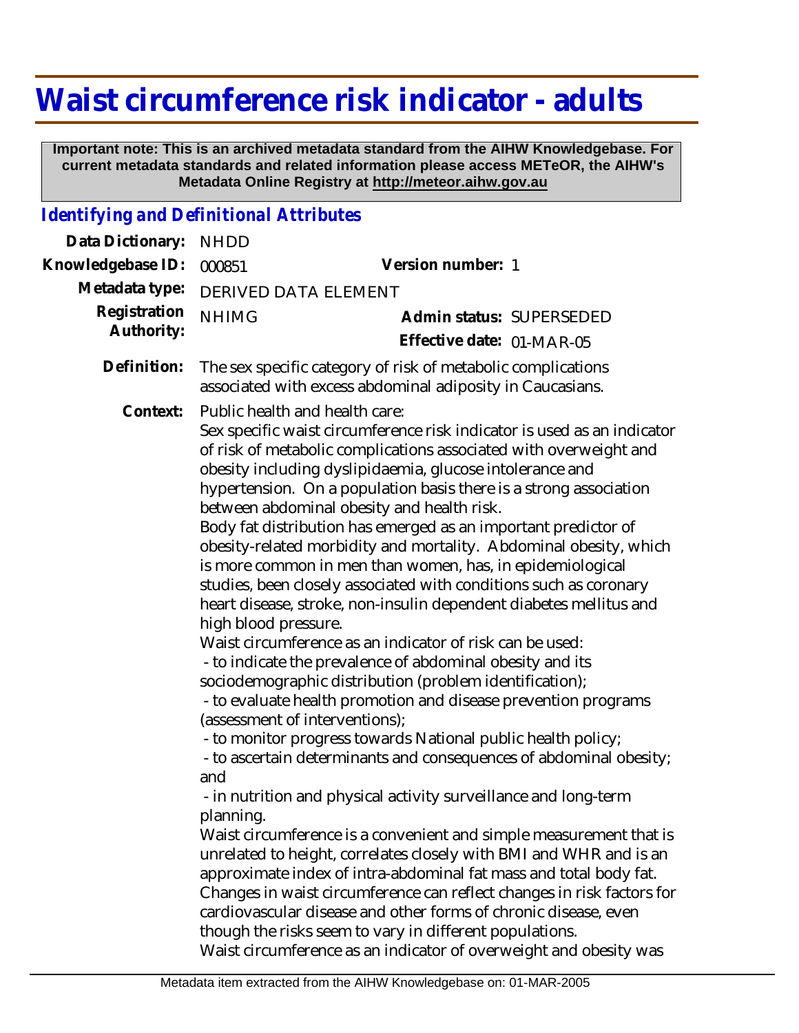# Waist circumference risk indicator - adults

**Important note: This is an archived metadata standard from the AIHW Knowledgebase. For current metadata standards and related information please access METeOR, the AIHW's Metadata Online Registry at http://meteor.aihw.gov.au**

## *Identifying and Definitional Attributes*

**Data Dictionary:** NHDD

**Knowledgebase ID:** 000851 **Version number:** 1

**Metadata type:** DERIVED DATA ELEMENT

**Registration Authority:** NHIMG **Admin status:** SUPERSEDED

**Effective date:** 01-MAR-05

**Definition:** The sex specific category of risk of metabolic complications associated with excess abdominal adiposity in Caucasians.

**Context:** Public health and health care:
Sex specific waist circumference risk indicator is used as an indicator of risk of metabolic complications associated with overweight and obesity including dyslipidaemia, glucose intolerance and hypertension. On a population basis there is a strong association between abdominal obesity and health risk.
Body fat distribution has emerged as an important predictor of obesity-related morbidity and mortality. Abdominal obesity, which is more common in men than women, has, in epidemiological studies, been closely associated with conditions such as coronary heart disease, stroke, non-insulin dependent diabetes mellitus and high blood pressure.
Waist circumference as an indicator of risk can be used:
 - to indicate the prevalence of abdominal obesity and its sociodemographic distribution (problem identification);
 - to evaluate health promotion and disease prevention programs (assessment of interventions);
 - to monitor progress towards National public health policy;
 - to ascertain determinants and consequences of abdominal obesity; and
 - in nutrition and physical activity surveillance and long-term planning.
Waist circumference is a convenient and simple measurement that is unrelated to height, correlates closely with BMI and WHR and is an approximate index of intra-abdominal fat mass and total body fat. Changes in waist circumference can reflect changes in risk factors for cardiovascular disease and other forms of chronic disease, even though the risks seem to vary in different populations.
Waist circumference as an indicator of overweight and obesity was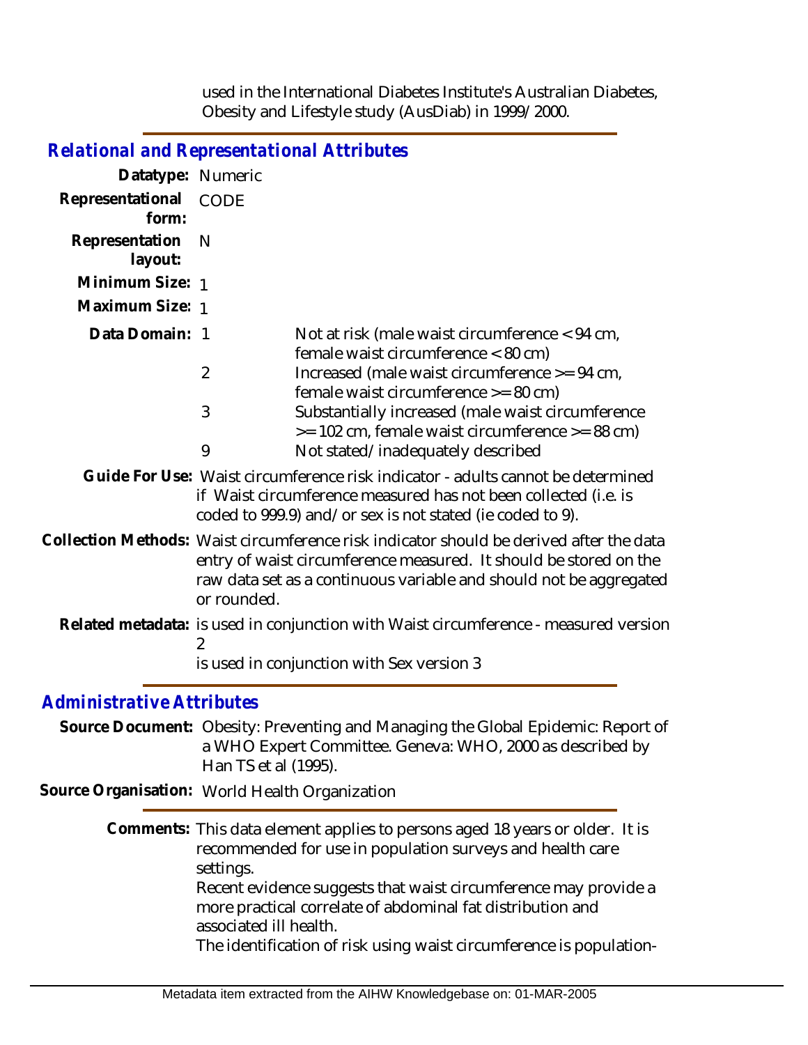used in the International Diabetes Institute's Australian Diabetes, Obesity and Lifestyle study (AusDiab) in 1999/2000.

## Relational and Representational Attributes

**Datatype:** Numeric

**Representational form:** CODE

**Representation layout:** N

**Minimum Size:** 1

**Maximum Size:** 1

**Data Domain:**

| Code | Description |
|---|---|
| 1 | Not at risk (male waist circumference < 94 cm, female waist circumference < 80 cm) |
| 2 | Increased (male waist circumference >= 94 cm, female waist circumference >= 80 cm) |
| 3 | Substantially increased (male waist circumference >= 102 cm, female waist circumference >= 88 cm) |
| 9 | Not stated/inadequately described |

**Guide For Use:** Waist circumference risk indicator - adults cannot be determined if Waist circumference measured has not been collected (i.e. is coded to 999.9) and/or sex is not stated (ie coded to 9).

**Collection Methods:** Waist circumference risk indicator should be derived after the data entry of waist circumference measured. It should be stored on the raw data set as a continuous variable and should not be aggregated or rounded.

**Related metadata:** is used in conjunction with Waist circumference - measured version 2

is used in conjunction with Sex version 3

## Administrative Attributes

**Source Document:** Obesity: Preventing and Managing the Global Epidemic: Report of a WHO Expert Committee. Geneva: WHO, 2000 as described by Han TS et al (1995).

**Source Organisation:** World Health Organization

**Comments:** This data element applies to persons aged 18 years or older. It is recommended for use in population surveys and health care settings.

Recent evidence suggests that waist circumference may provide a more practical correlate of abdominal fat distribution and associated ill health.

The identification of risk using waist circumference is population-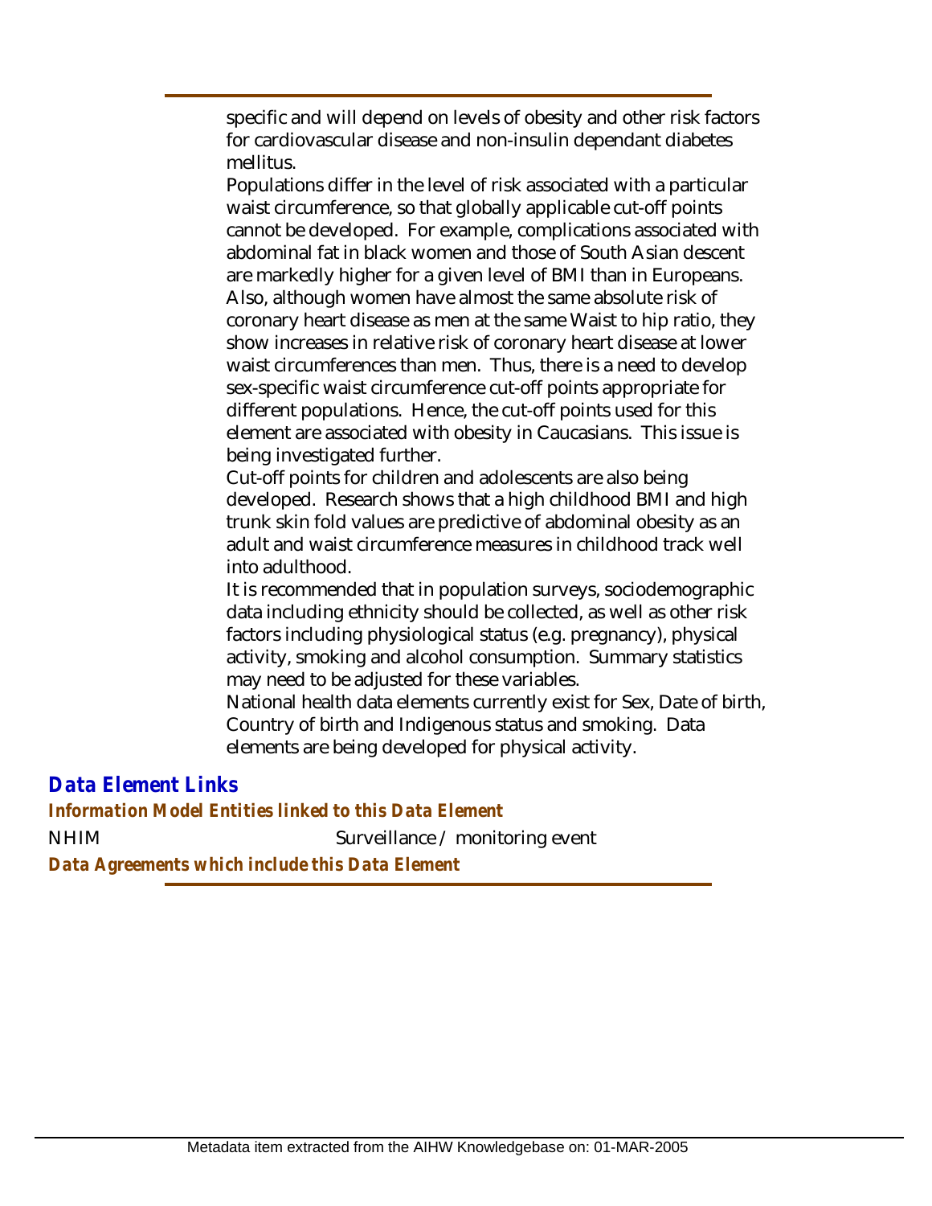specific and will depend on levels of obesity and other risk factors for cardiovascular disease and non-insulin dependant diabetes mellitus.

Populations differ in the level of risk associated with a particular waist circumference, so that globally applicable cut-off points cannot be developed. For example, complications associated with abdominal fat in black women and those of South Asian descent are markedly higher for a given level of BMI than in Europeans. Also, although women have almost the same absolute risk of coronary heart disease as men at the same Waist to hip ratio, they show increases in relative risk of coronary heart disease at lower waist circumferences than men. Thus, there is a need to develop sex-specific waist circumference cut-off points appropriate for different populations. Hence, the cut-off points used for this element are associated with obesity in Caucasians. This issue is being investigated further.

Cut-off points for children and adolescents are also being developed. Research shows that a high childhood BMI and high trunk skin fold values are predictive of abdominal obesity as an adult and waist circumference measures in childhood track well into adulthood.

It is recommended that in population surveys, sociodemographic data including ethnicity should be collected, as well as other risk factors including physiological status (e.g. pregnancy), physical activity, smoking and alcohol consumption. Summary statistics may need to be adjusted for these variables.

National health data elements currently exist for Sex, Date of birth, Country of birth and Indigenous status and smoking. Data elements are being developed for physical activity.

## Data Element Links

### Information Model Entities linked to this Data Element

| | |
|---|---|
| NHIM | Surveillance / monitoring event |

### Data Agreements which include this Data Element

Metadata item extracted from the AIHW Knowledgebase on: 01-MAR-2005